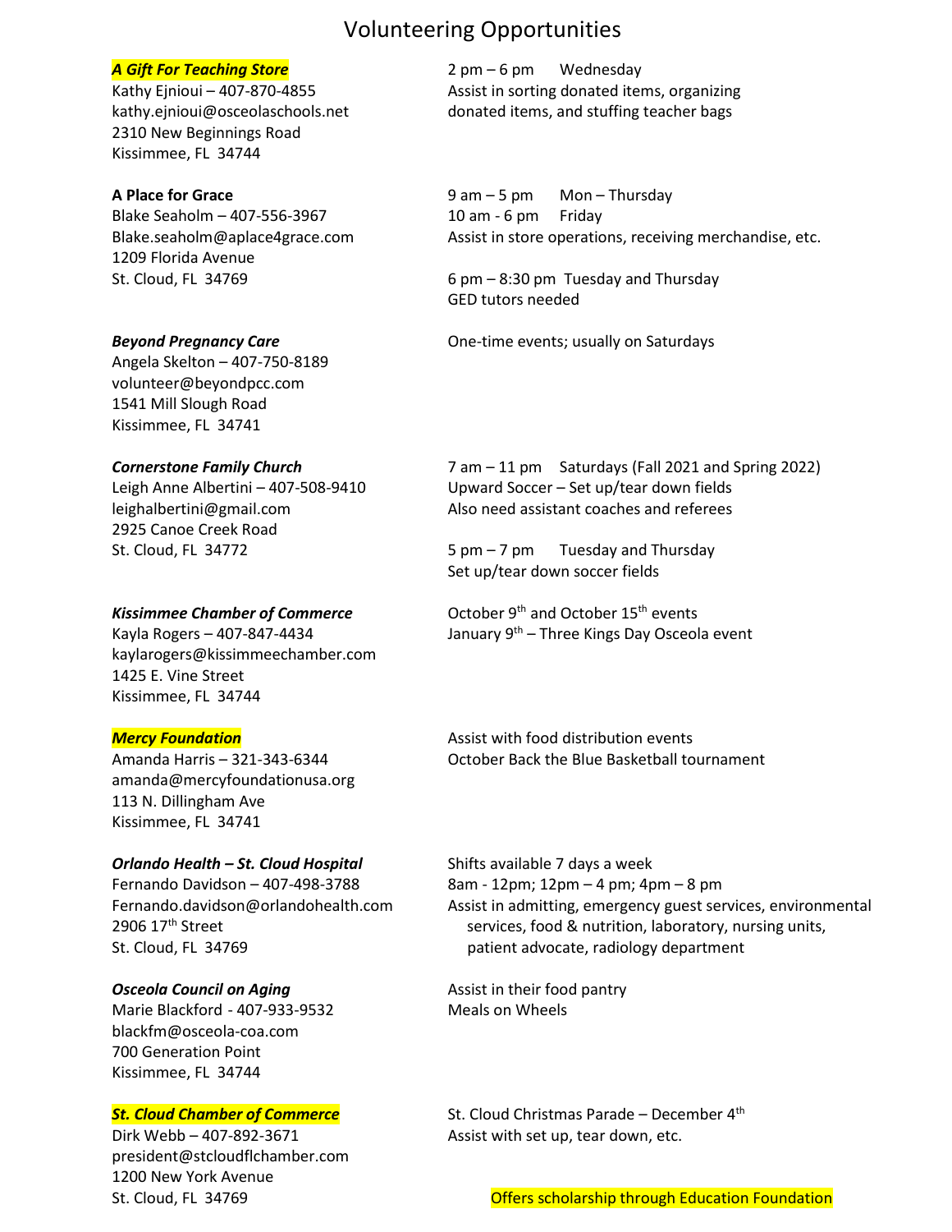# Volunteering Opportunities

***A Gift For Teaching Store***
Kathy Ejnioui – 407-870-4855
kathy.ejnioui@osceolaschools.net
2310 New Beginnings Road
Kissimmee, FL 34744

2 pm – 6 pm Wednesday
Assist in sorting donated items, organizing donated items, and stuffing teacher bags

**A Place for Grace**
Blake Seaholm – 407-556-3967
Blake.seaholm@aplace4grace.com
1209 Florida Avenue
St. Cloud, FL 34769

9 am – 5 pm Mon – Thursday
10 am - 6 pm Friday
Assist in store operations, receiving merchandise, etc.

6 pm – 8:30 pm Tuesday and Thursday
GED tutors needed

***Beyond Pregnancy Care***
Angela Skelton – 407-750-8189
volunteer@beyondpcc.com
1541 Mill Slough Road
Kissimmee, FL 34741

One-time events; usually on Saturdays

***Cornerstone Family Church***
Leigh Anne Albertini – 407-508-9410
leighalbertini@gmail.com
2925 Canoe Creek Road
St. Cloud, FL 34772

7 am – 11 pm Saturdays (Fall 2021 and Spring 2022)
Upward Soccer – Set up/tear down fields
Also need assistant coaches and referees

5 pm – 7 pm Tuesday and Thursday
Set up/tear down soccer fields

***Kissimmee Chamber of Commerce***
Kayla Rogers – 407-847-4434
kaylarogers@kissimmeechamber.com
1425 E. Vine Street
Kissimmee, FL 34744

October 9th and October 15th events
January 9th – Three Kings Day Osceola event

***Mercy Foundation***
Amanda Harris – 321-343-6344
amanda@mercyfoundationusa.org
113 N. Dillingham Ave
Kissimmee, FL 34741

Assist with food distribution events
October Back the Blue Basketball tournament

***Orlando Health – St. Cloud Hospital***
Fernando Davidson – 407-498-3788
Fernando.davidson@orlandohealth.com
2906 17th Street
St. Cloud, FL 34769

Shifts available 7 days a week
8am - 12pm; 12pm – 4 pm; 4pm – 8 pm
Assist in admitting, emergency guest services, environmental services, food & nutrition, laboratory, nursing units, patient advocate, radiology department

***Osceola Council on Aging***
Marie Blackford - 407-933-9532
blackfm@osceola-coa.com
700 Generation Point
Kissimmee, FL 34744

Assist in their food pantry
Meals on Wheels

***St. Cloud Chamber of Commerce***
Dirk Webb – 407-892-3671
president@stcloudflchamber.com
1200 New York Avenue
St. Cloud, FL 34769

St. Cloud Christmas Parade – December 4th
Assist with set up, tear down, etc.

Offers scholarship through Education Foundation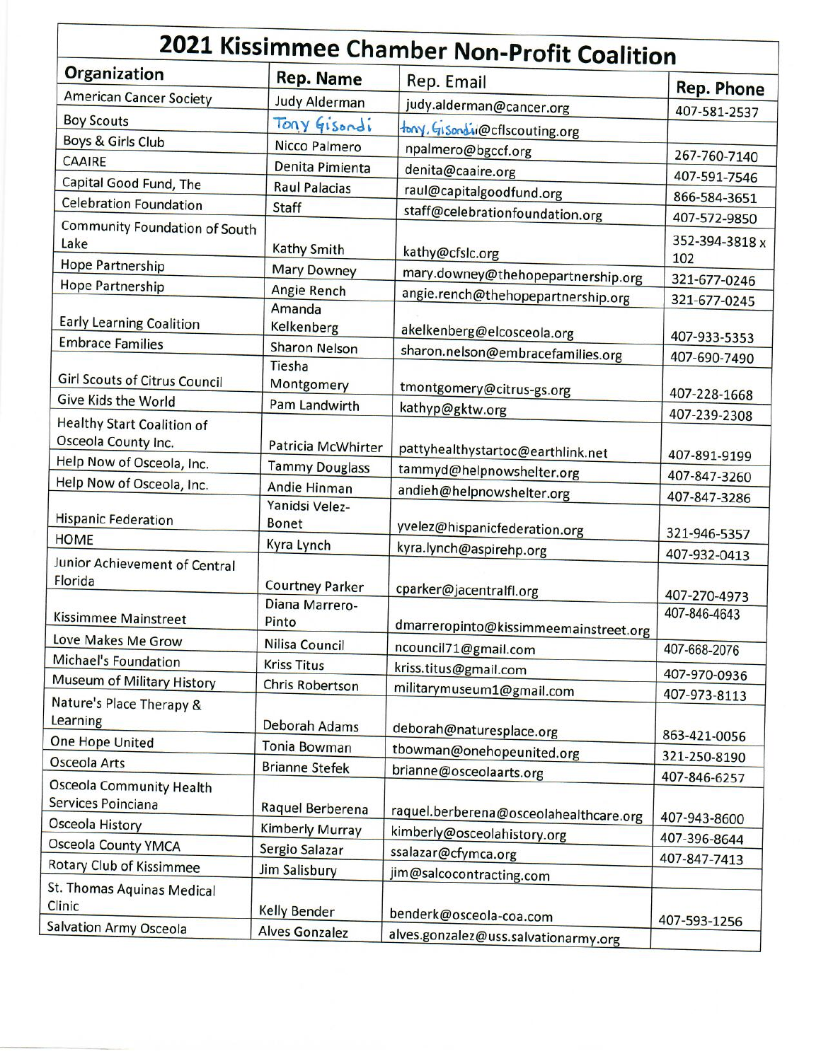# 2021 Kissimmee Chamber Non-Profit Coalition

| Organization | Rep. Name | Rep. Email | Rep. Phone |
|---|---|---|---|
| American Cancer Society | Judy Alderman | judy.alderman@cancer.org | 407-581-2537 |
| Boy Scouts | Tony Gisondi | tony.Gisondi@cflscouting.org | |
| Boys & Girls Club | Nicco Palmero | npalmero@bgccf.org | 267-760-7140 |
| CAAIRE | Denita Pimienta | denita@caaire.org | 407-591-7546 |
| Capital Good Fund, The | Raul Palacias | raul@capitalgoodfund.org | 866-584-3651 |
| Celebration Foundation | Staff | staff@celebrationfoundation.org | 407-572-9850 |
| Community Foundation of South Lake | Kathy Smith | kathy@cfslc.org | 352-394-3818 x 102 |
| Hope Partnership | Mary Downey | mary.downey@thehopepartnership.org | 321-677-0246 |
| Hope Partnership | Angie Rench | angie.rench@thehopepartnership.org | 321-677-0245 |
| Early Learning Coalition | Amanda Kelkenberg | akelkenberg@elcosceola.org | 407-933-5353 |
| Embrace Families | Sharon Nelson | sharon.nelson@embracefamilies.org | 407-690-7490 |
| Girl Scouts of Citrus Council | Tiesha Montgomery | tmontgomery@citrus-gs.org | 407-228-1668 |
| Give Kids the World | Pam Landwirth | kathyp@gktw.org | 407-239-2308 |
| Healthy Start Coalition of Osceola County Inc. | Patricia McWhirter | pattyhealthystartoc@earthlink.net | 407-891-9199 |
| Help Now of Osceola, Inc. | Tammy Douglass | tammyd@helpnowshelter.org | 407-847-3260 |
| Help Now of Osceola, Inc. | Andie Hinman | andieh@helpnowshelter.org | 407-847-3286 |
| Hispanic Federation | Yanidsi Velez-Bonet | yvelez@hispanicfederation.org | 321-946-5357 |
| HOME | Kyra Lynch | kyra.lynch@aspirehp.org | 407-932-0413 |
| Junior Achievement of Central Florida | Courtney Parker | cparker@jacentralfl.org | 407-270-4973 |
| Kissimmee Mainstreet | Diana Marrero-Pinto | dmarreropinto@kissimmeemainstreet.org | 407-846-4643 |
| Love Makes Me Grow | Nilisa Council | ncouncil71@gmail.com | 407-668-2076 |
| Michael's Foundation | Kriss Titus | kriss.titus@gmail.com | 407-970-0936 |
| Museum of Military History | Chris Robertson | militarymuseum1@gmail.com | 407-973-8113 |
| Nature's Place Therapy & Learning | Deborah Adams | deborah@naturesplace.org | 863-421-0056 |
| One Hope United | Tonia Bowman | tbowman@onehopeunited.org | 321-250-8190 |
| Osceola Arts | Brianne Stefek | brianne@osceolaarts.org | 407-846-6257 |
| Osceola Community Health Services Poinciana | Raquel Berberena | raquel.berberena@osceolahealthcare.org | 407-943-8600 |
| Osceola History | Kimberly Murray | kimberly@osceolahistory.org | 407-396-8644 |
| Osceola County YMCA | Sergio Salazar | ssalazar@cfymca.org | 407-847-7413 |
| Rotary Club of Kissimmee | Jim Salisbury | jim@salcocontracting.com | |
| St. Thomas Aquinas Medical Clinic | Kelly Bender | benderk@osceola-coa.com | 407-593-1256 |
| Salvation Army Osceola | Alves Gonzalez | alves.gonzalez@uss.salvationarmy.org | |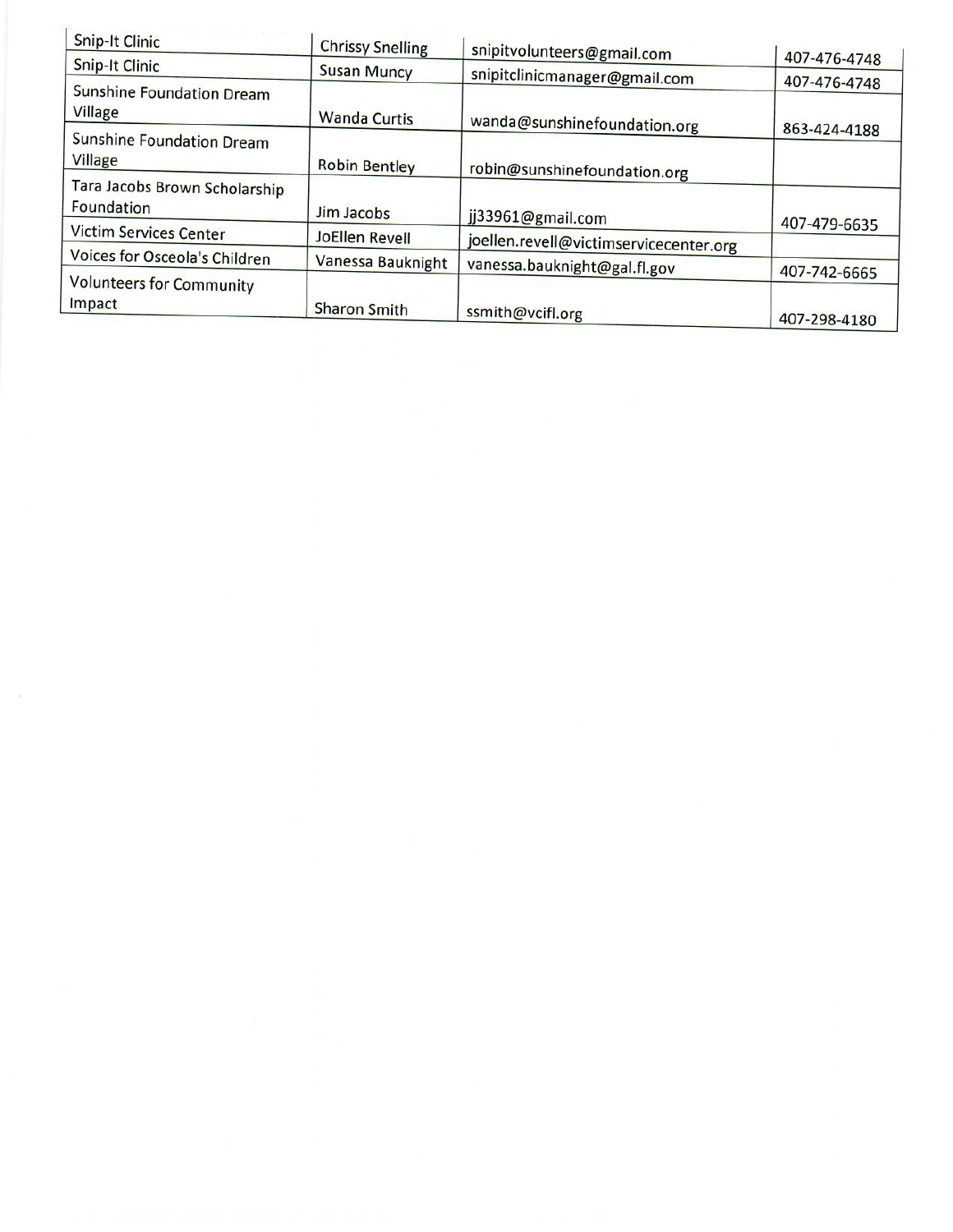| | | | |
|---|---|---|---|
| Snip-It Clinic | Chrissy Snelling | snipitvolunteers@gmail.com | 407-476-4748 |
| Snip-It Clinic | Susan Muncy | snipitclinicmanager@gmail.com | 407-476-4748 |
| Sunshine Foundation Dream Village | Wanda Curtis | wanda@sunshinefoundation.org | 863-424-4188 |
| Sunshine Foundation Dream Village | Robin Bentley | robin@sunshinefoundation.org | |
| Tara Jacobs Brown Scholarship Foundation | Jim Jacobs | jj33961@gmail.com | 407-479-6635 |
| Victim Services Center | JoEllen Revell | joellen.revell@victimservicecenter.org | |
| Voices for Osceola's Children | Vanessa Bauknight | vanessa.bauknight@gal.fl.gov | 407-742-6665 |
| Volunteers for Community Impact | Sharon Smith | ssmith@vcifl.org | 407-298-4180 |